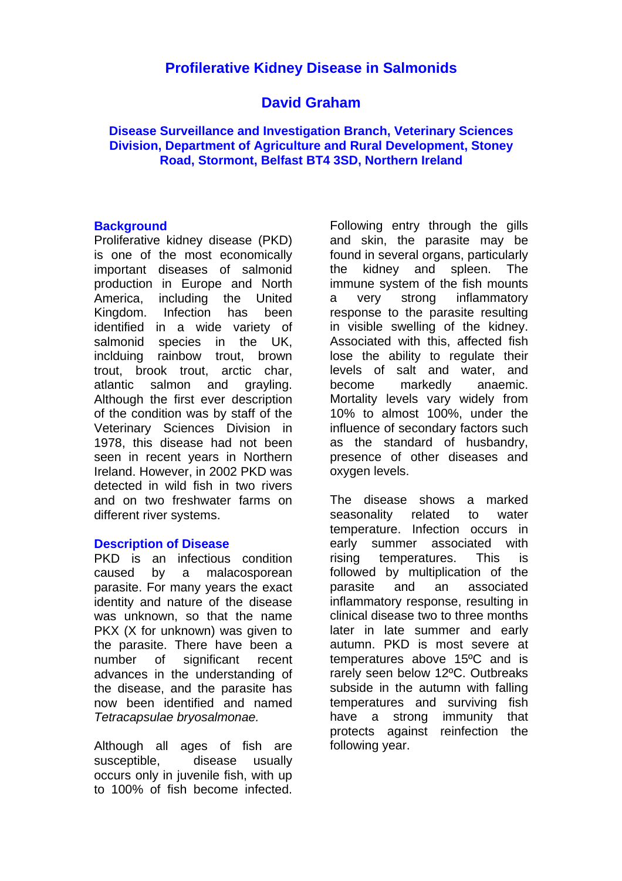# Profilerative Kidney Disease in Salmonids

## David Graham

**Disease Surveillance and Investigation Branch, Veterinary Sciences Division, Department of Agriculture and Rural Development, Stoney Road, Stormont, Belfast BT4 3SD, Northern Ireland**

### Background

Proliferative kidney disease (PKD) is one of the most economically important diseases of salmonid production in Europe and North America, including the United Kingdom. Infection has been identified in a wide variety of salmonid species in the UK, inclduing rainbow trout, brown trout, brook trout, arctic char, atlantic salmon and grayling. Although the first ever description of the condition was by staff of the Veterinary Sciences Division in 1978, this disease had not been seen in recent years in Northern Ireland. However, in 2002 PKD was detected in wild fish in two rivers and on two freshwater farms on different river systems.

### Description of Disease

PKD is an infectious condition caused by a malacosporean parasite. For many years the exact identity and nature of the disease was unknown, so that the name PKX (X for unknown) was given to the parasite. There have been a number of significant recent advances in the understanding of the disease, and the parasite has now been identified and named *Tetracapsulae bryosalmonae.*

Although all ages of fish are susceptible, disease usually occurs only in juvenile fish, with up to 100% of fish become infected. Following entry through the gills and skin, the parasite may be found in several organs, particularly the kidney and spleen. The immune system of the fish mounts a very strong inflammatory response to the parasite resulting in visible swelling of the kidney. Associated with this, affected fish lose the ability to regulate their levels of salt and water, and become markedly anaemic. Mortality levels vary widely from 10% to almost 100%, under the influence of secondary factors such as the standard of husbandry, presence of other diseases and oxygen levels.

The disease shows a marked seasonality related to water temperature. Infection occurs in early summer associated with rising temperatures. This is followed by multiplication of the parasite and an associated inflammatory response, resulting in clinical disease two to three months later in late summer and early autumn. PKD is most severe at temperatures above 15ºC and is rarely seen below 12ºC. Outbreaks subside in the autumn with falling temperatures and surviving fish have a strong immunity that protects against reinfection the following year.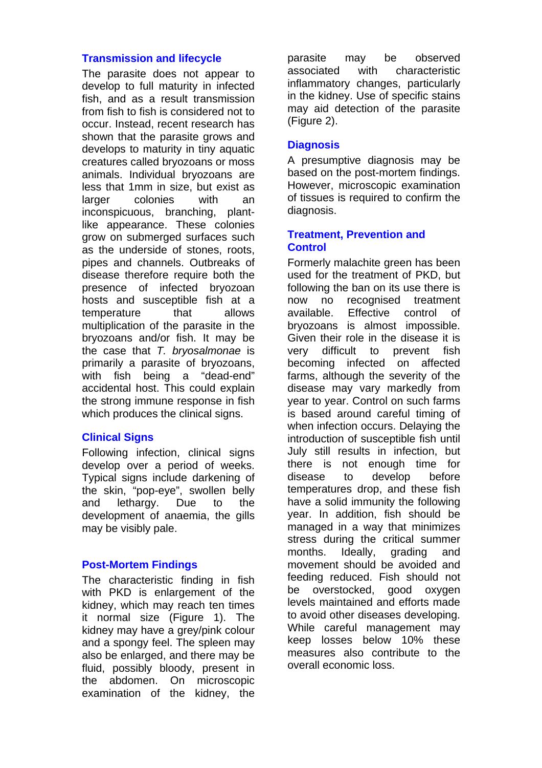## Transmission and lifecycle

The parasite does not appear to develop to full maturity in infected fish, and as a result transmission from fish to fish is considered not to occur. Instead, recent research has shown that the parasite grows and develops to maturity in tiny aquatic creatures called bryozoans or moss animals. Individual bryozoans are less that 1mm in size, but exist as larger colonies with an inconspicuous, branching, plant-like appearance. These colonies grow on submerged surfaces such as the underside of stones, roots, pipes and channels. Outbreaks of disease therefore require both the presence of infected bryozoan hosts and susceptible fish at a temperature that allows multiplication of the parasite in the bryozoans and/or fish. It may be the case that *T. bryosalmonae* is primarily a parasite of bryozoans, with fish being a "dead-end" accidental host. This could explain the strong immune response in fish which produces the clinical signs.

## Clinical Signs

Following infection, clinical signs develop over a period of weeks. Typical signs include darkening of the skin, "pop-eye", swollen belly and lethargy. Due to the development of anaemia, the gills may be visibly pale.

## Post-Mortem Findings

The characteristic finding in fish with PKD is enlargement of the kidney, which may reach ten times it normal size (Figure 1). The kidney may have a grey/pink colour and a spongy feel. The spleen may also be enlarged, and there may be fluid, possibly bloody, present in the abdomen. On microscopic examination of the kidney, the parasite may be observed associated with characteristic inflammatory changes, particularly in the kidney. Use of specific stains may aid detection of the parasite (Figure 2).

## Diagnosis

A presumptive diagnosis may be based on the post-mortem findings. However, microscopic examination of tissues is required to confirm the diagnosis.

## Treatment, Prevention and Control

Formerly malachite green has been used for the treatment of PKD, but following the ban on its use there is now no recognised treatment available. Effective control of bryozoans is almost impossible. Given their role in the disease it is very difficult to prevent fish becoming infected on affected farms, although the severity of the disease may vary markedly from year to year. Control on such farms is based around careful timing of when infection occurs. Delaying the introduction of susceptible fish until July still results in infection, but there is not enough time for disease to develop before temperatures drop, and these fish have a solid immunity the following year. In addition, fish should be managed in a way that minimizes stress during the critical summer months. Ideally, grading and movement should be avoided and feeding reduced. Fish should not be overstocked, good oxygen levels maintained and efforts made to avoid other diseases developing. While careful management may keep losses below 10% these measures also contribute to the overall economic loss.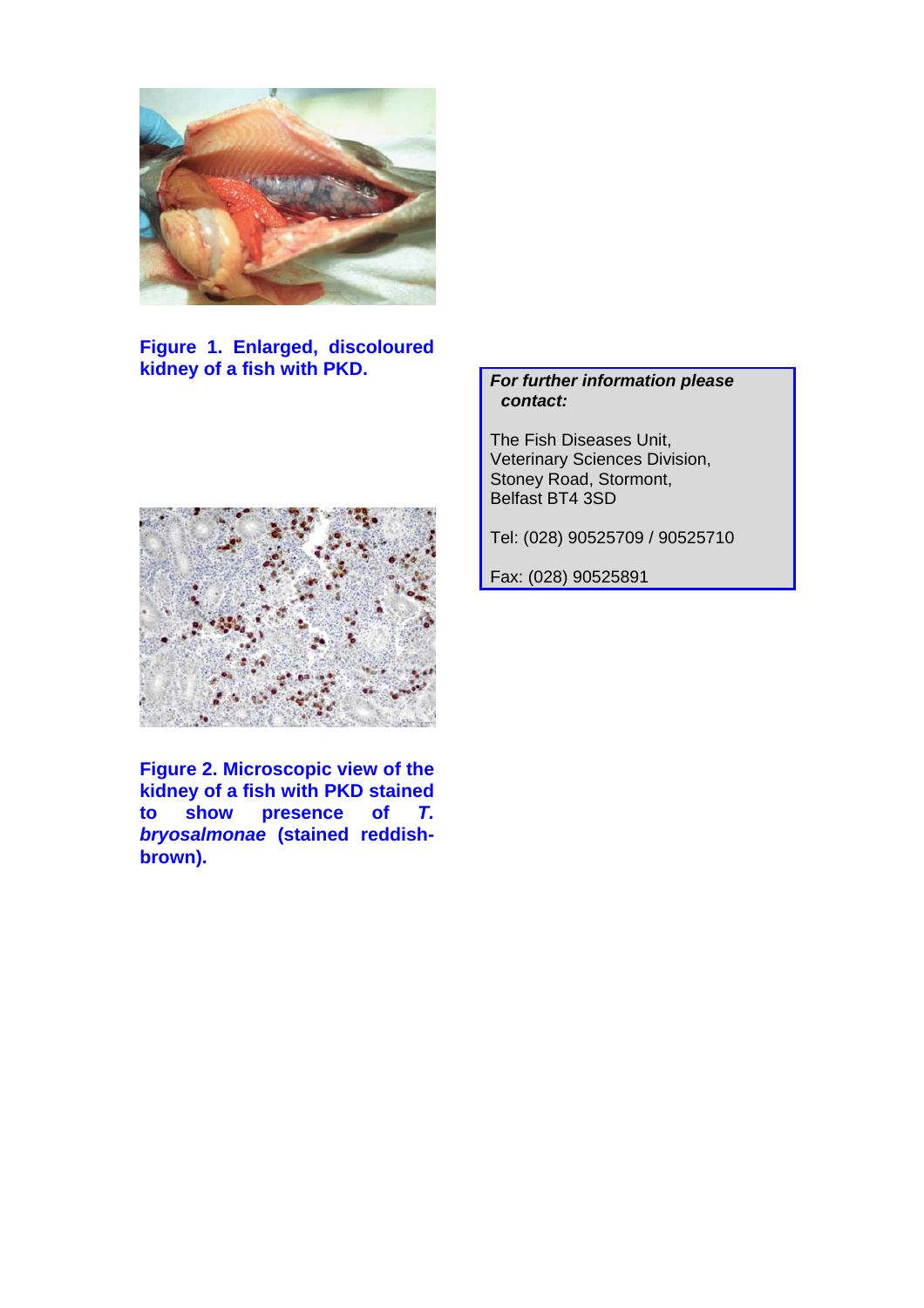**Figure 1. Enlarged, discoloured kidney of a fish with PKD.**

**Figure 2. Microscopic view of the kidney of a fish with PKD stained to show presence of *T. bryosalmonae* (stained reddish-brown).**

***For further information please contact:***

The Fish Diseases Unit,
Veterinary Sciences Division,
Stoney Road, Stormont,
Belfast BT4 3SD

Tel: (028) 90525709 / 90525710

Fax: (028) 90525891